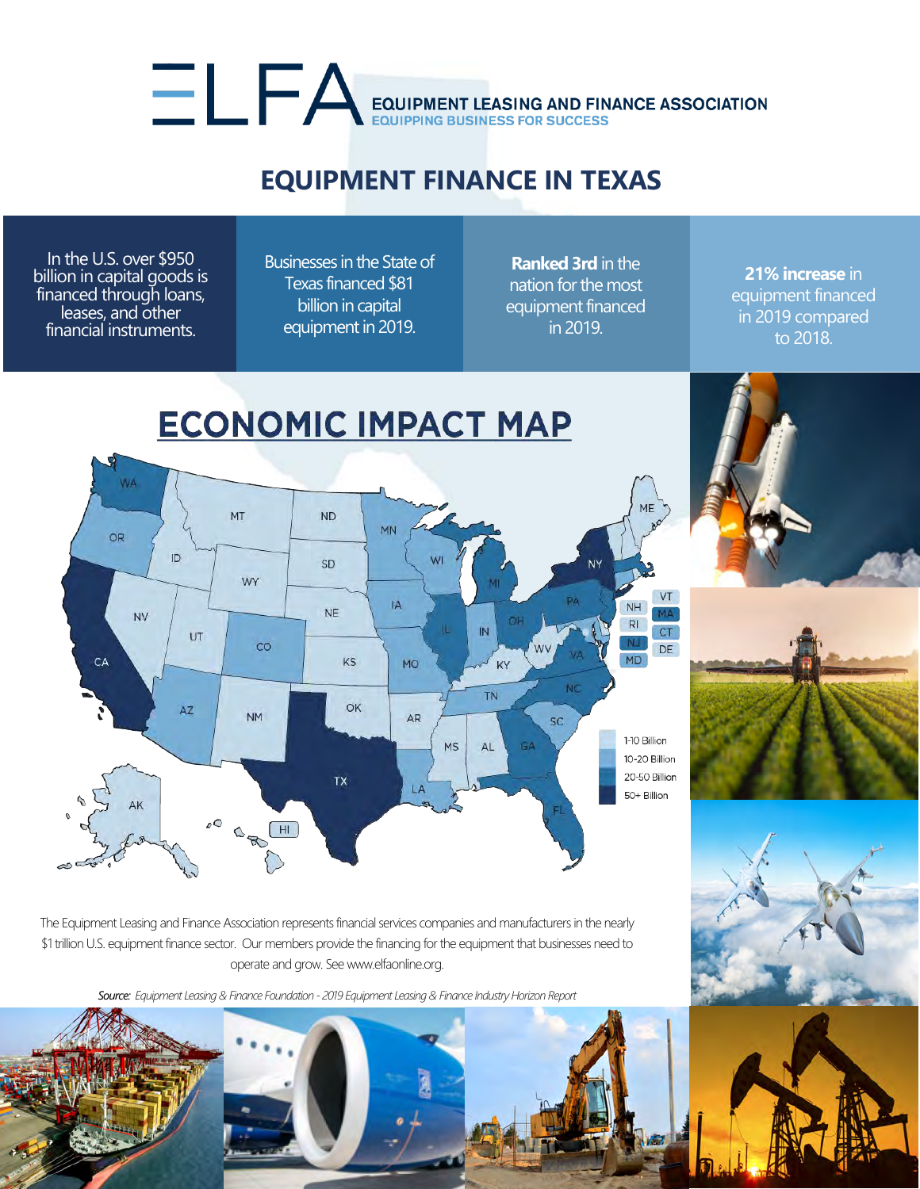# ELFA EQUIPMENT LEASING AND FINANCE ASSOCIATION

EQUIPPING BUSINESS FOR SUCCESS

## EQUIPMENT FINANCE IN TEXAS

In the U.S. over $950 billion in capital goods is financed through loans, leases, and other financial instruments.

Businesses in the State of Texas financed $81 billion in capital equipment in 2019.

**Ranked 3rd** in the nation for the most equipment financed in 2019.

**21% increase** in equipment financed in 2019 compared to 2018.

## ECONOMIC IMPACT MAP

WA, OR, CA, ID, NV, MT, WY, UT, AZ, CO, NM, ND, SD, NE, KS, OK, TX, MN, IA, MO, AR, LA, WI, IL, MI, IN, OH, KY, TN, MS, AL, GA, FL, SC, NC, VA, WV, PA, NY, ME, VT, NH, MA, RI, CT, NJ, DE, MD, AK, HI

- 1-10 Billion
- 10-20 Billion
- 20-50 Billion
- 50+ Billion

The Equipment Leasing and Finance Association represents financial services companies and manufacturers in the nearly $1 trillion U.S. equipment finance sector. Our members provide the financing for the equipment that businesses need to operate and grow. See www.elfaonline.org.

*Source: Equipment Leasing & Finance Foundation - 2019 Equipment Leasing & Finance Industry Horizon Report*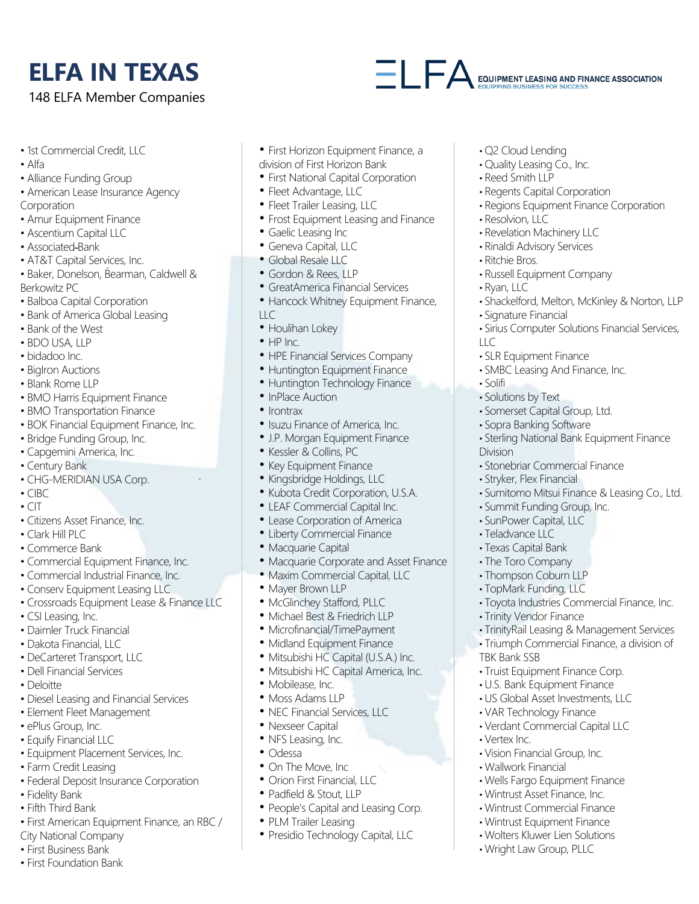# ELFA IN TEXAS

148 ELFA Member Companies

ELFA EQUIPMENT LEASING AND FINANCE ASSOCIATION
EQUIPPING BUSINESS FOR SUCCESS

- 1st Commercial Credit, LLC
- Alfa
- Alliance Funding Group
- American Lease Insurance Agency Corporation
- Amur Equipment Finance
- Ascentium Capital LLC
- Associated Bank
- AT&T Capital Services, Inc.
- Baker, Donelson, Bearman, Caldwell & Berkowitz PC
- Balboa Capital Corporation
- Bank of America Global Leasing
- Bank of the West
- BDO USA, LLP
- bidadoo Inc.
- BigIron Auctions
- Blank Rome LLP
- BMO Harris Equipment Finance
- BMO Transportation Finance
- BOK Financial Equipment Finance, Inc.
- Bridge Funding Group, Inc.
- Capgemini America, Inc.
- Century Bank
- CHG-MERIDIAN USA Corp.
- CIBC
- CIT
- Citizens Asset Finance, Inc.
- Clark Hill PLC
- Commerce Bank
- Commercial Equipment Finance, Inc.
- Commercial Industrial Finance, Inc.
- Conserv Equipment Leasing LLC
- Crossroads Equipment Lease & Finance LLC
- CSI Leasing, Inc.
- Daimler Truck Financial
- Dakota Financial, LLC
- DeCarteret Transport, LLC
- Dell Financial Services
- Deloitte
- Diesel Leasing and Financial Services
- Element Fleet Management
- ePlus Group, Inc.
- Equify Financial LLC
- Equipment Placement Services, Inc.
- Farm Credit Leasing
- Federal Deposit Insurance Corporation
- Fidelity Bank
- Fifth Third Bank
- First American Equipment Finance, an RBC / City National Company
- First Business Bank
- First Foundation Bank
- First Horizon Equipment Finance, a division of First Horizon Bank
- First National Capital Corporation
- Fleet Advantage, LLC
- Fleet Trailer Leasing, LLC
- Frost Equipment Leasing and Finance
- Gaelic Leasing Inc
- Geneva Capital, LLC
- Global Resale LLC
- Gordon & Rees, LLP
- GreatAmerica Financial Services
- Hancock Whitney Equipment Finance, LLC
- Houlihan Lokey
- HP Inc.
- HPE Financial Services Company
- Huntington Equipment Finance
- Huntington Technology Finance
- InPlace Auction
- Irontrax
- Isuzu Finance of America, Inc.
- J.P. Morgan Equipment Finance
- Kessler & Collins, PC
- Key Equipment Finance
- Kingsbridge Holdings, LLC
- Kubota Credit Corporation, U.S.A.
- LEAF Commercial Capital Inc.
- Lease Corporation of America
- Liberty Commercial Finance
- Macquarie Capital
- Macquarie Corporate and Asset Finance
- Maxim Commercial Capital, LLC
- Mayer Brown LLP
- McGlinchey Stafford, PLLC
- Michael Best & Friedrich LLP
- Microfinancial/TimePayment
- Midland Equipment Finance
- Mitsubishi HC Capital (U.S.A.) Inc.
- Mitsubishi HC Capital America, Inc.
- Mobilease, Inc.
- Moss Adams LLP
- NEC Financial Services, LLC
- Nexseer Capital
- NFS Leasing, Inc.
- Odessa
- On The Move, Inc
- Orion First Financial, LLC
- Padfield & Stout, LLP
- People's Capital and Leasing Corp.
- PLM Trailer Leasing
- Presidio Technology Capital, LLC
- Q2 Cloud Lending
- Quality Leasing Co., Inc.
- Reed Smith LLP
- Regents Capital Corporation
- Regions Equipment Finance Corporation
- Resolvion, LLC
- Revelation Machinery LLC
- Rinaldi Advisory Services
- Ritchie Bros.
- Russell Equipment Company
- Ryan, LLC
- Shackelford, Melton, McKinley & Norton, LLP
- Signature Financial
- Sirius Computer Solutions Financial Services, LLC
- SLR Equipment Finance
- SMBC Leasing And Finance, Inc.
- Solifi
- Solutions by Text
- Somerset Capital Group, Ltd.
- Sopra Banking Software
- Sterling National Bank Equipment Finance Division
- Stonebriar Commercial Finance
- Stryker, Flex Financial
- Sumitomo Mitsui Finance & Leasing Co., Ltd.
- Summit Funding Group, Inc.
- SunPower Capital, LLC
- Teladvance LLC
- Texas Capital Bank
- The Toro Company
- Thompson Coburn LLP
- TopMark Funding, LLC
- Toyota Industries Commercial Finance, Inc.
- Trinity Vendor Finance
- TrinityRail Leasing & Management Services
- Triumph Commercial Finance, a division of TBK Bank SSB
- Truist Equipment Finance Corp.
- U.S. Bank Equipment Finance
- US Global Asset Investments, LLC
- VAR Technology Finance
- Verdant Commercial Capital LLC
- Vertex Inc.
- Vision Financial Group, Inc.
- Wallwork Financial
- Wells Fargo Equipment Finance
- Wintrust Asset Finance, Inc.
- Wintrust Commercial Finance
- Wintrust Equipment Finance
- Wolters Kluwer Lien Solutions
- Wright Law Group, PLLC